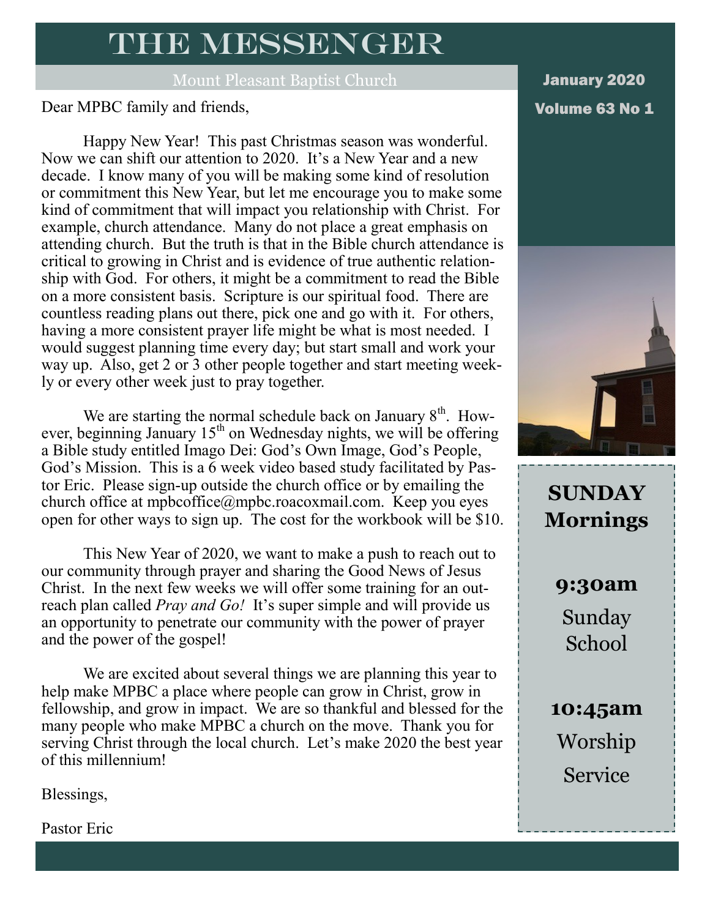# THE MESSENGER

Mount Pleasant Baptist Church

January 2020

Volume 63 No 1

Dear MPBC family and friends,

Happy New Year! This past Christmas season was wonderful. Now we can shift our attention to 2020. It's a New Year and a new decade. I know many of you will be making some kind of resolution or commitment this New Year, but let me encourage you to make some kind of commitment that will impact you relationship with Christ. For example, church attendance. Many do not place a great emphasis on attending church. But the truth is that in the Bible church attendance is critical to growing in Christ and is evidence of true authentic relationship with God. For others, it might be a commitment to read the Bible on a more consistent basis. Scripture is our spiritual food. There are countless reading plans out there, pick one and go with it. For others, having a more consistent prayer life might be what is most needed. I would suggest planning time every day; but start small and work your way up. Also, get 2 or 3 other people together and start meeting weekly or every other week just to pray together.

We are starting the normal schedule back on January 8th. However, beginning January 15th on Wednesday nights, we will be offering a Bible study entitled Imago Dei: God's Own Image, God's People, God's Mission. This is a 6 week video based study facilitated by Pastor Eric. Please sign-up outside the church office or by emailing the church office at mpbcoffice@mpbc.roacoxmail.com. Keep you eyes open for other ways to sign up. The cost for the workbook will be $10.

This New Year of 2020, we want to make a push to reach out to our community through prayer and sharing the Good News of Jesus Christ. In the next few weeks we will offer some training for an outreach plan called *Pray and Go!* It's super simple and will provide us an opportunity to penetrate our community with the power of prayer and the power of the gospel!

We are excited about several things we are planning this year to help make MPBC a place where people can grow in Christ, grow in fellowship, and grow in impact. We are so thankful and blessed for the many people who make MPBC a church on the move. Thank you for serving Christ through the local church. Let's make 2020 the best year of this millennium!

Blessings,

Pastor Eric

**SUNDAY Mornings**

**9:30am**
Sunday School

**10:45am**
Worship Service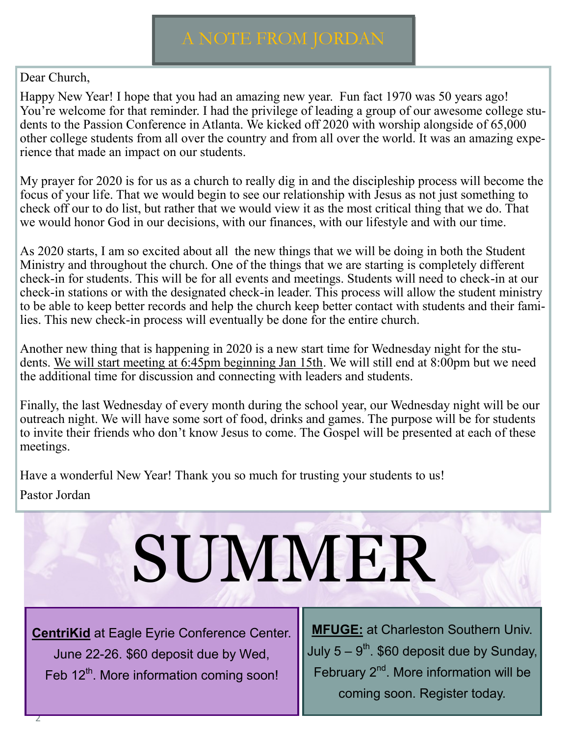# A NOTE FROM JORDAN

Dear Church,

Happy New Year! I hope that you had an amazing new year. Fun fact 1970 was 50 years ago! You're welcome for that reminder. I had the privilege of leading a group of our awesome college students to the Passion Conference in Atlanta. We kicked off 2020 with worship alongside of 65,000 other college students from all over the country and from all over the world. It was an amazing experience that made an impact on our students.

My prayer for 2020 is for us as a church to really dig in and the discipleship process will become the focus of your life. That we would begin to see our relationship with Jesus as not just something to check off our to do list, but rather that we would view it as the most critical thing that we do. That we would honor God in our decisions, with our finances, with our lifestyle and with our time.

As 2020 starts, I am so excited about all the new things that we will be doing in both the Student Ministry and throughout the church. One of the things that we are starting is completely different check-in for students. This will be for all events and meetings. Students will need to check-in at our check-in stations or with the designated check-in leader. This process will allow the student ministry to be able to keep better records and help the church keep better contact with students and their families. This new check-in process will eventually be done for the entire church.

Another new thing that is happening in 2020 is a new start time for Wednesday night for the students. We will start meeting at 6:45pm beginning Jan 15th. We will still end at 8:00pm but we need the additional time for discussion and connecting with leaders and students.

Finally, the last Wednesday of every month during the school year, our Wednesday night will be our outreach night. We will have some sort of food, drinks and games. The purpose will be for students to invite their friends who don't know Jesus to come. The Gospel will be presented at each of these meetings.

Have a wonderful New Year! Thank you so much for trusting your students to us!

Pastor Jordan

# SUMMER

**CentriKid** at Eagle Eyrie Conference Center. June 22-26. $60 deposit due by Wed, Feb 12th. More information coming soon!

**MFUGE:** at Charleston Southern Univ. July 5 – 9th. $60 deposit due by Sunday, February 2nd. More information will be coming soon. Register today.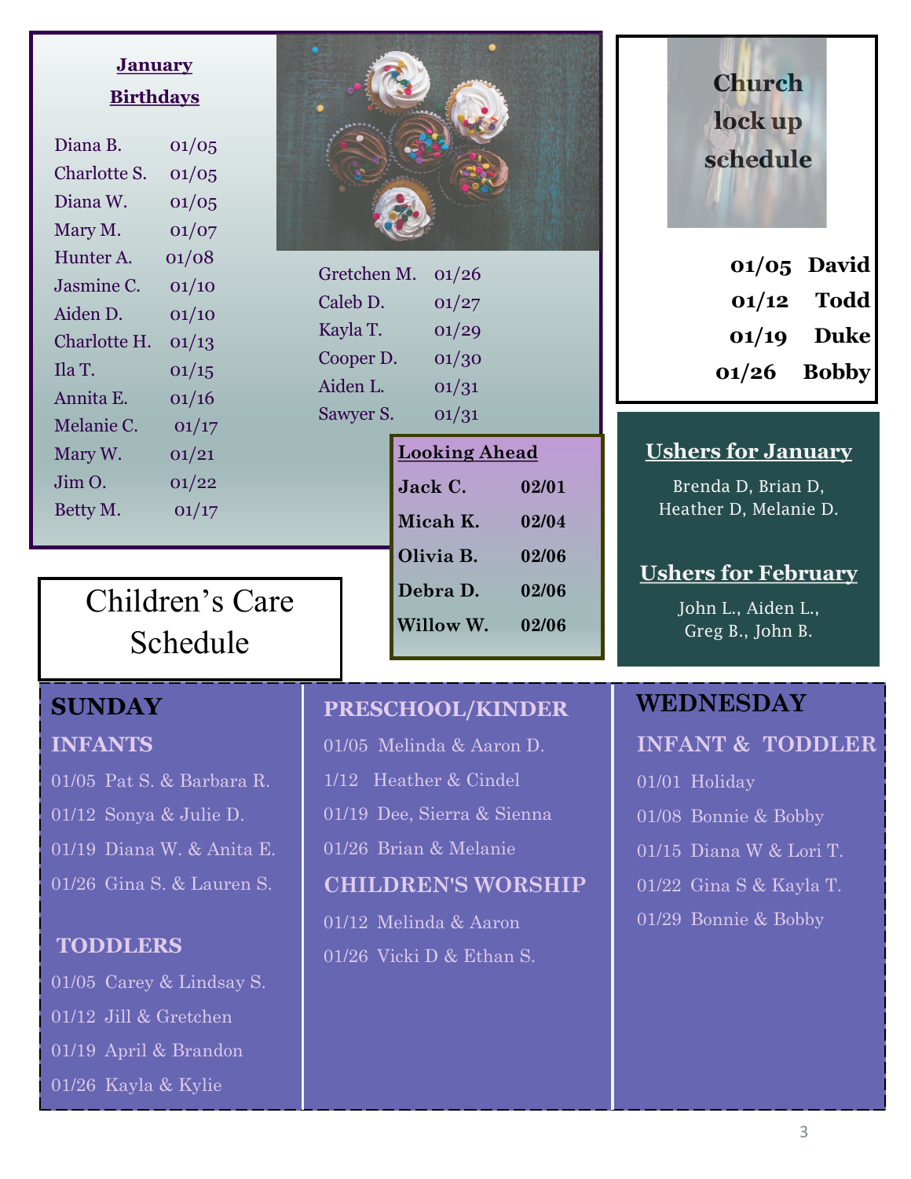## January Birthdays

| | |
|---|---|
| Diana B. | 01/05 |
| Charlotte S. | 01/05 |
| Diana W. | 01/05 |
| Mary M. | 01/07 |
| Hunter A. | 01/08 |
| Jasmine C. | 01/10 |
| Aiden D. | 01/10 |
| Charlotte H. | 01/13 |
| Ila T. | 01/15 |
| Annita E. | 01/16 |
| Melanie C. | 01/17 |
| Mary W. | 01/21 |
| Jim O. | 01/22 |
| Betty M. | 01/17 |
| Gretchen M. | 01/26 |
| Caleb D. | 01/27 |
| Kayla T. | 01/29 |
| Cooper D. | 01/30 |
| Aiden L. | 01/31 |
| Sawyer S. | 01/31 |

### Looking Ahead

| | |
|---|---|
| **Jack C.** | **02/01** |
| **Micah K.** | **02/04** |
| **Olivia B.** | **02/06** |
| **Debra D.** | **02/06** |
| **Willow W.** | **02/06** |

## Church lock up schedule

| | |
|---|---|
| **01/05** | **David** |
| **01/12** | **Todd** |
| **01/19** | **Duke** |
| **01/26** | **Bobby** |

### Ushers for January

Brenda D, Brian D, Heather D, Melanie D.

### Ushers for February

John L., Aiden L., Greg B., John B.

## Children's Care Schedule

### SUNDAY

**INFANTS**

01/05 Pat S. & Barbara R.
01/12 Sonya & Julie D.
01/19 Diana W. & Anita E.
01/26 Gina S. & Lauren S.

**TODDLERS**

01/05 Carey & Lindsay S.
01/12 Jill & Gretchen
01/19 April & Brandon
01/26 Kayla & Kylie

**PRESCHOOL/KINDER**

01/05 Melinda & Aaron D.
1/12 Heather & Cindel
01/19 Dee, Sierra & Sienna
01/26 Brian & Melanie

**CHILDREN'S WORSHIP**

01/12 Melinda & Aaron
01/26 Vicki D & Ethan S.

### WEDNESDAY

**INFANT & TODDLER**

01/01 Holiday
01/08 Bonnie & Bobby
01/15 Diana W & Lori T.
01/22 Gina S & Kayla T.
01/29 Bonnie & Bobby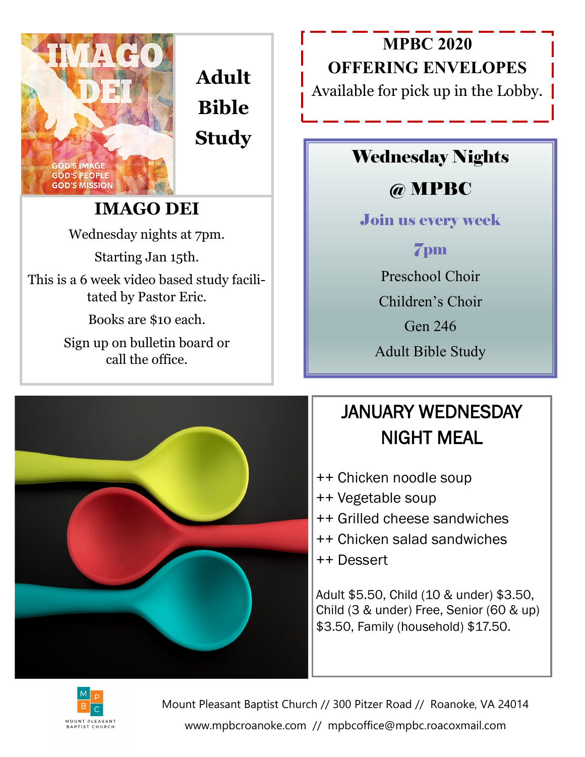## Adult Bible Study

### IMAGO DEI

Wednesday nights at 7pm.

Starting Jan 15th.

This is a 6 week video based study facilitated by Pastor Eric.

Books are $10 each.

Sign up on bulletin board or call the office.

## MPBC 2020 OFFERING ENVELOPES

Available for pick up in the Lobby.

## Wednesday Nights @ MPBC

**Join us every week**

**7pm**

Preschool Choir

Children's Choir

Gen 246

Adult Bible Study

## JANUARY WEDNESDAY NIGHT MEAL

++ Chicken noodle soup
++ Vegetable soup
++ Grilled cheese sandwiches
++ Chicken salad sandwiches
++ Dessert

Adult $5.50, Child (10 & under) $3.50, Child (3 & under) Free, Senior (60 & up) $3.50, Family (household) $17.50.

MOUNT PLEASANT BAPTIST CHURCH

Mount Pleasant Baptist Church // 300 Pitzer Road // Roanoke, VA 24014

www.mpbcroanoke.com // mpbcoffice@mpbc.roacoxmail.com